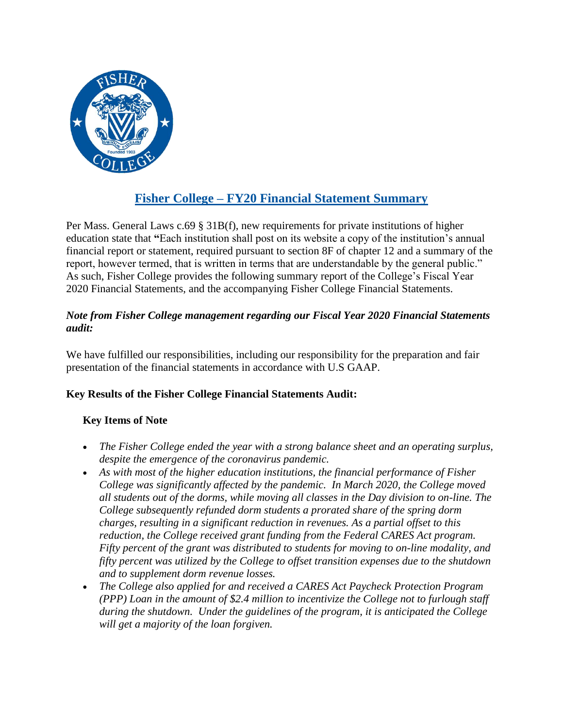# Fisher College – FY20 Financial Statement Summary

Per Mass. General Laws c.69 § 31B(f), new requirements for private institutions of higher education state that "Each institution shall post on its website a copy of the institution's annual financial report or statement, required pursuant to section 8F of chapter 12 and a summary of the report, however termed, that is written in terms that are understandable by the general public." As such, Fisher College provides the following summary report of the College's Fiscal Year 2020 Financial Statements, and the accompanying Fisher College Financial Statements.

***Note from Fisher College management regarding our Fiscal Year 2020 Financial Statements audit:***

We have fulfilled our responsibilities, including our responsibility for the preparation and fair presentation of the financial statements in accordance with U.S GAAP.

**Key Results of the Fisher College Financial Statements Audit:**

**Key Items of Note**

- *The Fisher College ended the year with a strong balance sheet and an operating surplus, despite the emergence of the coronavirus pandemic.*
- *As with most of the higher education institutions, the financial performance of Fisher College was significantly affected by the pandemic. In March 2020, the College moved all students out of the dorms, while moving all classes in the Day division to on-line. The College subsequently refunded dorm students a prorated share of the spring dorm charges, resulting in a significant reduction in revenues. As a partial offset to this reduction, the College received grant funding from the Federal CARES Act program. Fifty percent of the grant was distributed to students for moving to on-line modality, and fifty percent was utilized by the College to offset transition expenses due to the shutdown and to supplement dorm revenue losses.*
- *The College also applied for and received a CARES Act Paycheck Protection Program (PPP) Loan in the amount of $2.4 million to incentivize the College not to furlough staff during the shutdown. Under the guidelines of the program, it is anticipated the College will get a majority of the loan forgiven.*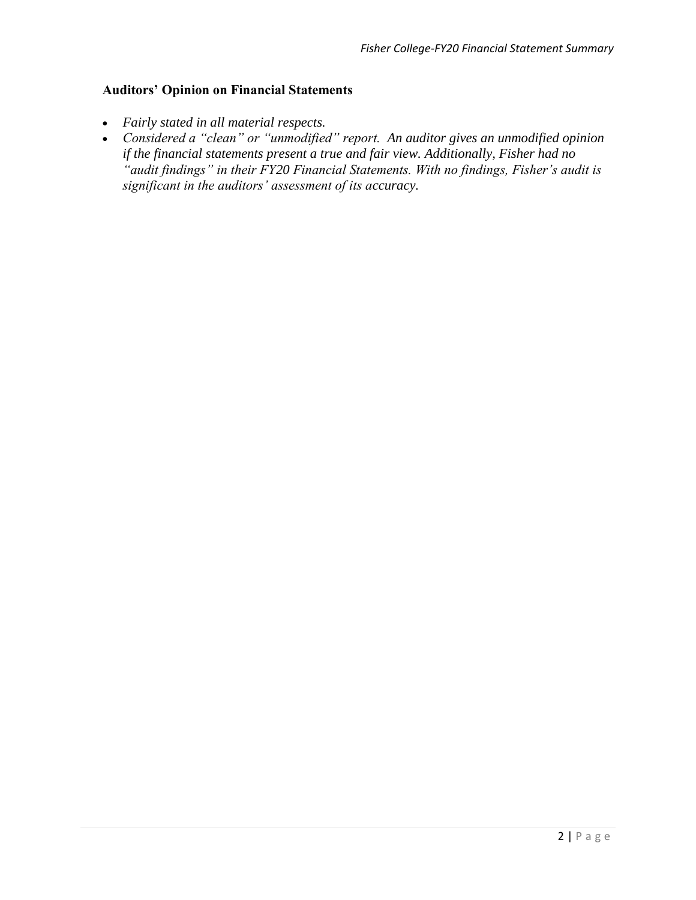**Auditors' Opinion on Financial Statements**

- *Fairly stated in all material respects.*
- *Considered a "clean" or "unmodified" report. An auditor gives an unmodified opinion if the financial statements present a true and fair view. Additionally, Fisher had no "audit findings" in their FY20 Financial Statements. With no findings, Fisher's audit is significant in the auditors' assessment of its accuracy.*